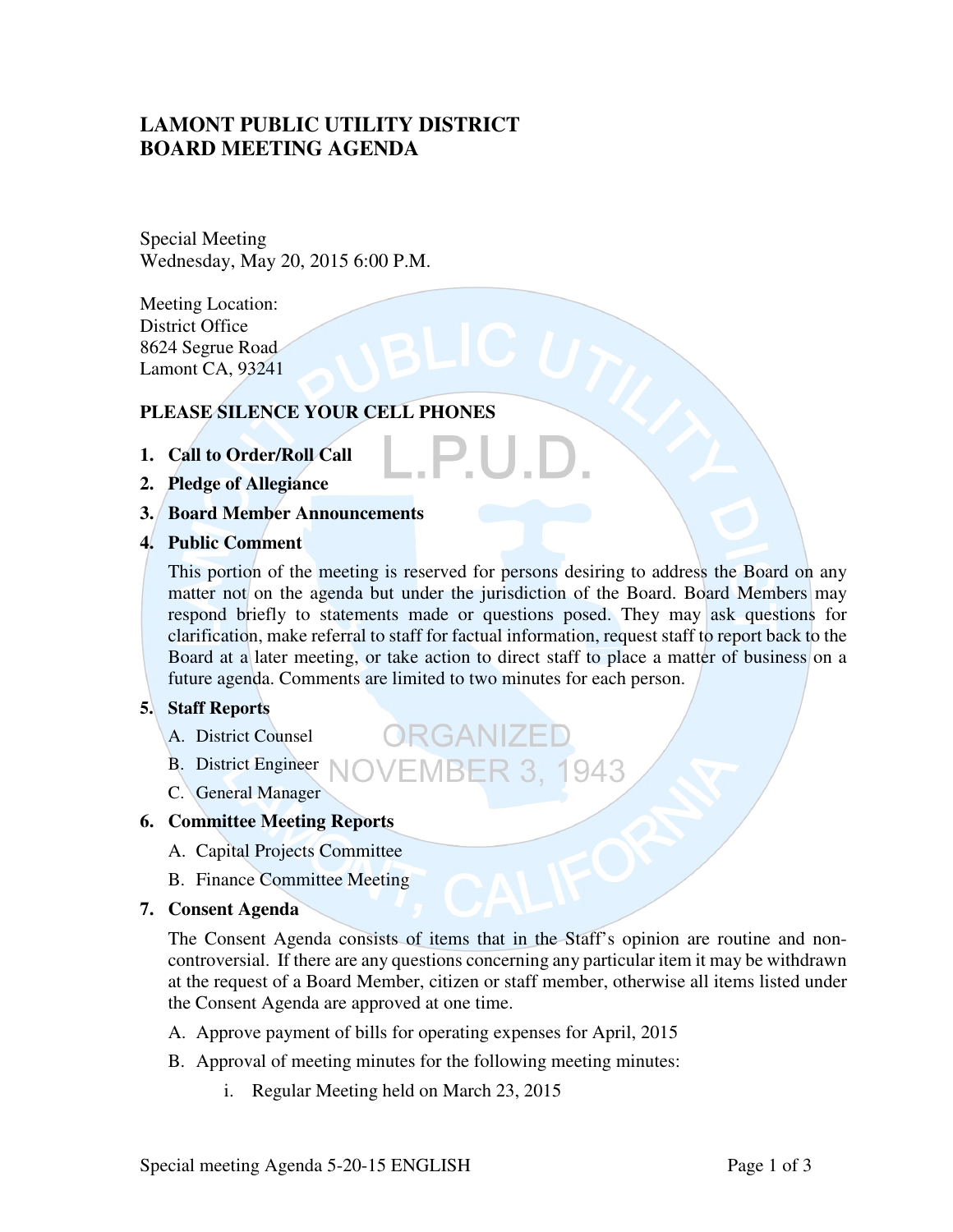# LAMONT PUBLIC UTILITY DISTRICT
# BOARD MEETING AGENDA

Special Meeting
Wednesday, May 20, 2015 6:00 P.M.

Meeting Location:
District Office
8624 Segrue Road
Lamont CA, 93241

**PLEASE SILENCE YOUR CELL PHONES**

1. **Call to Order/Roll Call**
2. **Pledge of Allegiance**
3. **Board Member Announcements**
4. **Public Comment**

   This portion of the meeting is reserved for persons desiring to address the Board on any matter not on the agenda but under the jurisdiction of the Board. Board Members may respond briefly to statements made or questions posed. They may ask questions for clarification, make referral to staff for factual information, request staff to report back to the Board at a later meeting, or take action to direct staff to place a matter of business on a future agenda. Comments are limited to two minutes for each person.

5. **Staff Reports**
   - A. District Counsel
   - B. District Engineer
   - C. General Manager
6. **Committee Meeting Reports**
   - A. Capital Projects Committee
   - B. Finance Committee Meeting
7. **Consent Agenda**

   The Consent Agenda consists of items that in the Staff's opinion are routine and non-controversial. If there are any questions concerning any particular item it may be withdrawn at the request of a Board Member, citizen or staff member, otherwise all items listed under the Consent Agenda are approved at one time.

   - A. Approve payment of bills for operating expenses for April, 2015
   - B. Approval of meeting minutes for the following meeting minutes:
     - i. Regular Meeting held on March 23, 2015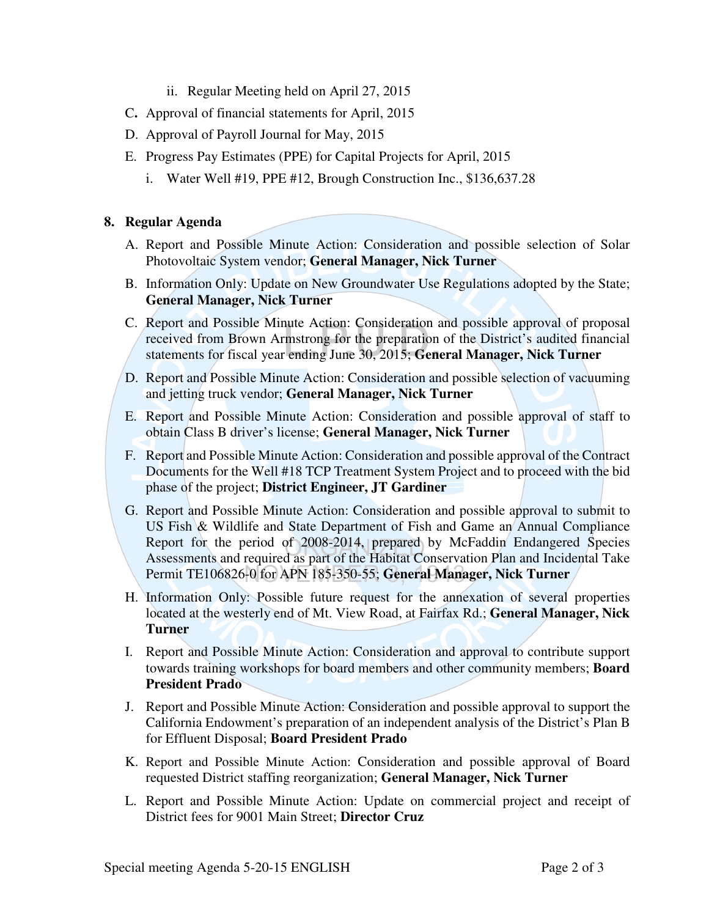ii. Regular Meeting held on April 27, 2015

C. Approval of financial statements for April, 2015

D. Approval of Payroll Journal for May, 2015

E. Progress Pay Estimates (PPE) for Capital Projects for April, 2015

   i. Water Well #19, PPE #12, Brough Construction Inc., $136,637.28

**8. Regular Agenda**

A. Report and Possible Minute Action: Consideration and possible selection of Solar Photovoltaic System vendor; **General Manager, Nick Turner**

B. Information Only: Update on New Groundwater Use Regulations adopted by the State; **General Manager, Nick Turner**

C. Report and Possible Minute Action: Consideration and possible approval of proposal received from Brown Armstrong for the preparation of the District's audited financial statements for fiscal year ending June 30, 2015; **General Manager, Nick Turner**

D. Report and Possible Minute Action: Consideration and possible selection of vacuuming and jetting truck vendor; **General Manager, Nick Turner**

E. Report and Possible Minute Action: Consideration and possible approval of staff to obtain Class B driver's license; **General Manager, Nick Turner**

F. Report and Possible Minute Action: Consideration and possible approval of the Contract Documents for the Well #18 TCP Treatment System Project and to proceed with the bid phase of the project; **District Engineer, JT Gardiner**

G. Report and Possible Minute Action: Consideration and possible approval to submit to US Fish & Wildlife and State Department of Fish and Game an Annual Compliance Report for the period of 2008-2014, prepared by McFaddin Endangered Species Assessments and required as part of the Habitat Conservation Plan and Incidental Take Permit TE106826-0 for APN 185-350-55; **General Manager, Nick Turner**

H. Information Only: Possible future request for the annexation of several properties located at the westerly end of Mt. View Road, at Fairfax Rd.; **General Manager, Nick Turner**

I. Report and Possible Minute Action: Consideration and approval to contribute support towards training workshops for board members and other community members; **Board President Prado**

J. Report and Possible Minute Action: Consideration and possible approval to support the California Endowment's preparation of an independent analysis of the District's Plan B for Effluent Disposal; **Board President Prado**

K. Report and Possible Minute Action: Consideration and possible approval of Board requested District staffing reorganization; **General Manager, Nick Turner**

L. Report and Possible Minute Action: Update on commercial project and receipt of District fees for 9001 Main Street; **Director Cruz**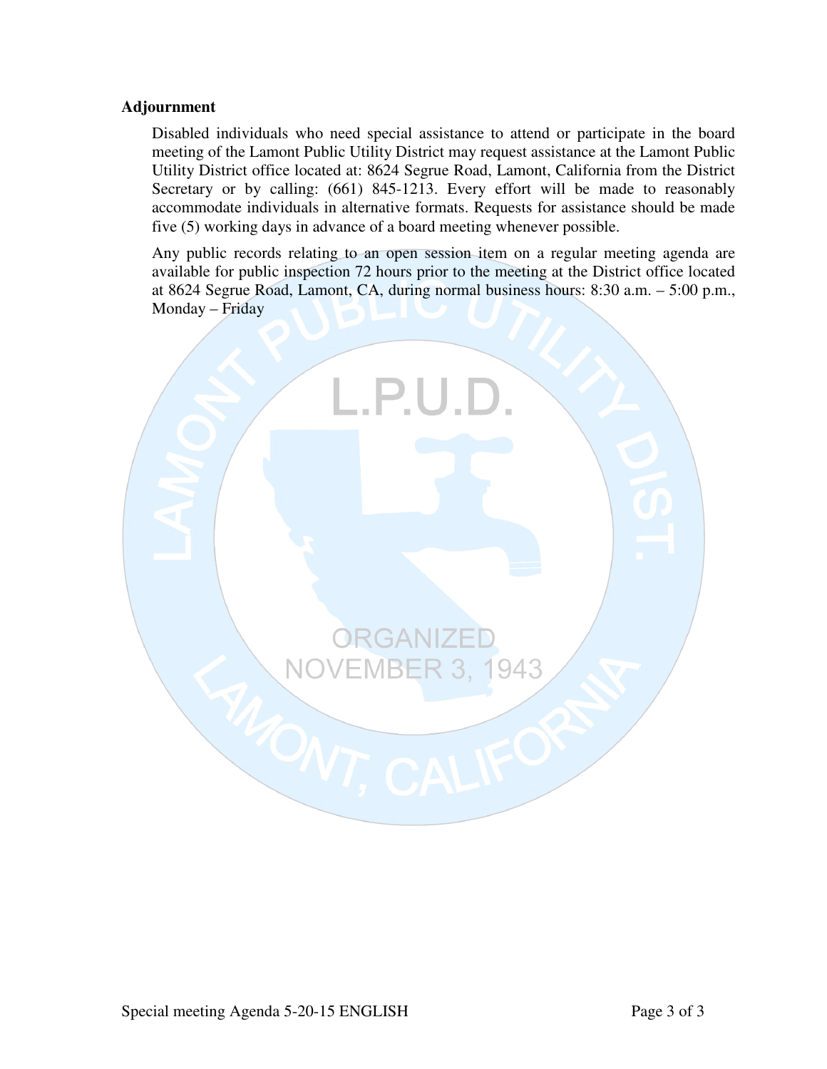**Adjournment**

Disabled individuals who need special assistance to attend or participate in the board meeting of the Lamont Public Utility District may request assistance at the Lamont Public Utility District office located at: 8624 Segrue Road, Lamont, California from the District Secretary or by calling: (661) 845-1213. Every effort will be made to reasonably accommodate individuals in alternative formats. Requests for assistance should be made five (5) working days in advance of a board meeting whenever possible.

Any public records relating to an open session item on a regular meeting agenda are available for public inspection 72 hours prior to the meeting at the District office located at 8624 Segrue Road, Lamont, CA, during normal business hours: 8:30 a.m. – 5:00 p.m., Monday – Friday